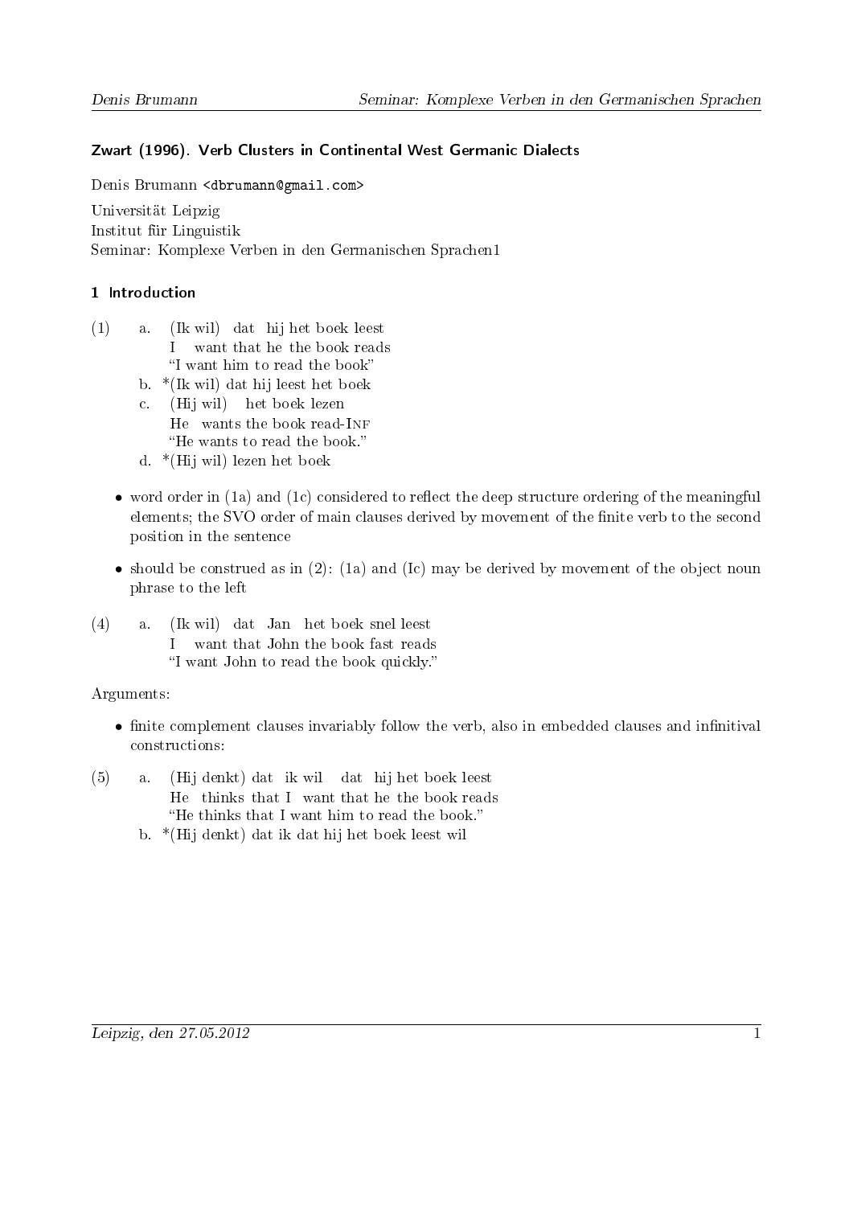### Zwart (1996). Verb Clusters in Continental West Germanic Dialects

Denis Brumann <dbrumann@gmail.com>

Universität Leipzig
Institut für Linguistik
Seminar: Komplexe Verben in den Germanischen Sprachen1

## 1 Introduction

(1)
  a. (Ik wil) dat hij het boek leest
     I want that he the book reads
     "I want him to read the book"
  b. *(Ik wil) dat hij leest het boek
  c. (Hij wil) het boek lezen
     He wants the book read-INF
     "He wants to read the book."
  d. *(Hij wil) lezen het boek

- word order in (1a) and (1c) considered to reflect the deep structure ordering of the meaningful elements; the SVO order of main clauses derived by movement of the finite verb to the second position in the sentence
- should be construed as in (2): (1a) and (Ic) may be derived by movement of the object noun phrase to the left

(4)
  a. (Ik wil) dat Jan het boek snel leest
     I want that John the book fast reads
     "I want John to read the book quickly."

Arguments:

- finite complement clauses invariably follow the verb, also in embedded clauses and infinitival constructions:

(5)
  a. (Hij denkt) dat ik wil dat hij het boek leest
     He thinks that I want that he the book reads
     "He thinks that I want him to read the book."
  b. *(Hij denkt) dat ik dat hij het boek leest wil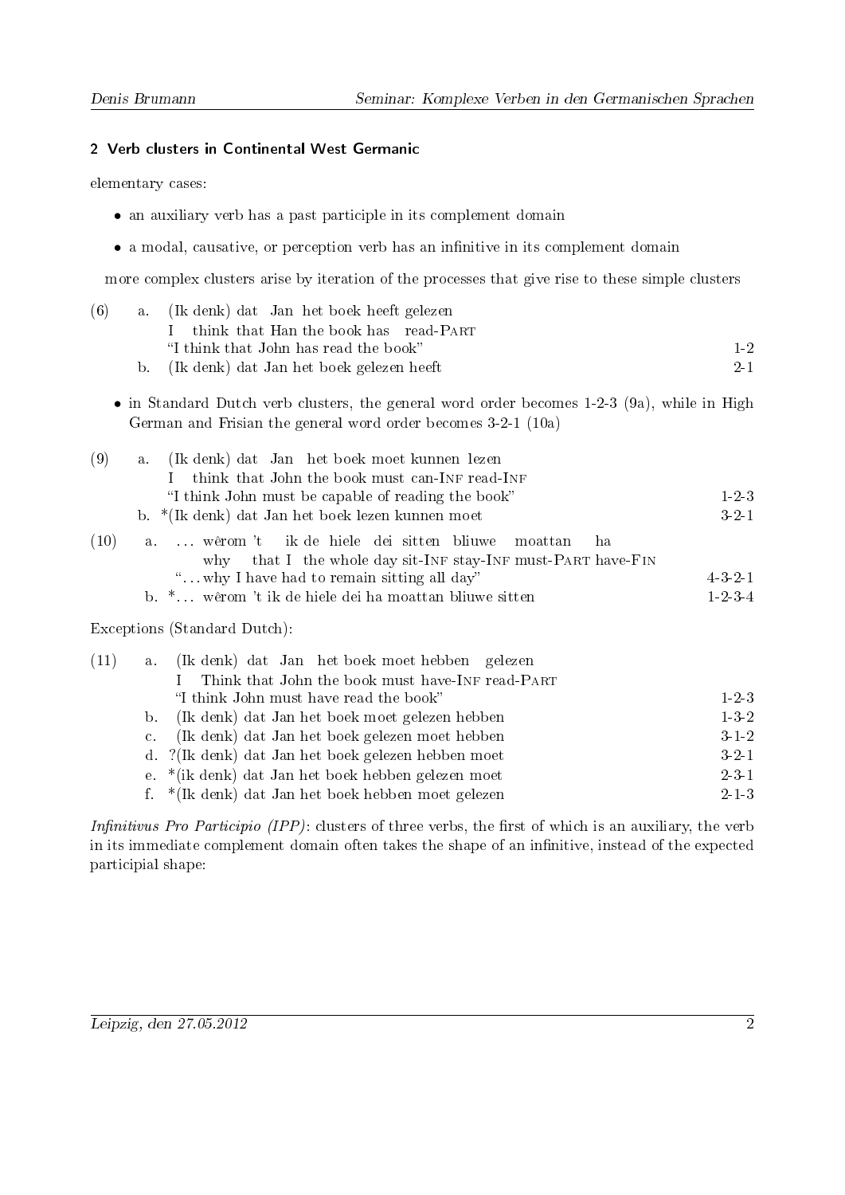## 2 Verb clusters in Continental West Germanic

elementary cases:

- an auxiliary verb has a past participle in its complement domain
- a modal, causative, or perception verb has an infinitive in its complement domain

more complex clusters arise by iteration of the processes that give rise to these simple clusters

(6) a. (Ik denk) dat Jan het boek heeft gelezen
    I think that Han the book has read-PART
    "I think that John has read the book" — 1-2
  b. (Ik denk) dat Jan het boek gelezen heeft — 2-1

- in Standard Dutch verb clusters, the general word order becomes 1-2-3 (9a), while in High German and Frisian the general word order becomes 3-2-1 (10a)

(9) a. (Ik denk) dat Jan het boek moet kunnen lezen
    I think that John the book must can-INF read-INF
    "I think John must be capable of reading the book" — 1-2-3
  b. *(Ik denk) dat Jan het boek lezen kunnen moet — 3-2-1

(10) a. … wêrom 't ik de hiele dei sitten bliuwe moattan ha
    why that I the whole day sit-INF stay-INF must-PART have-FIN
    "… why I have had to remain sitting all day" — 4-3-2-1
  b. *… wêrom 't ik de hiele dei ha moattan bliuwe sitten — 1-2-3-4

Exceptions (Standard Dutch):

(11) a. (Ik denk) dat Jan het boek moet hebben gelezen
    I Think that John the book must have-INF read-PART
    "I think John must have read the book" — 1-2-3
  b. (Ik denk) dat Jan het boek moet gelezen hebben — 1-3-2
  c. (Ik denk) dat Jan het boek gelezen moet hebben — 3-1-2
  d. ?(Ik denk) dat Jan het boek gelezen hebben moet — 3-2-1
  e. *(ik denk) dat Jan het boek hebben gelezen moet — 2-3-1
  f. *(Ik denk) dat Jan het boek hebben moet gelezen — 2-1-3

*Infinitivus Pro Participio (IPP)*: clusters of three verbs, the first of which is an auxiliary, the verb in its immediate complement domain often takes the shape of an infinitive, instead of the expected participial shape: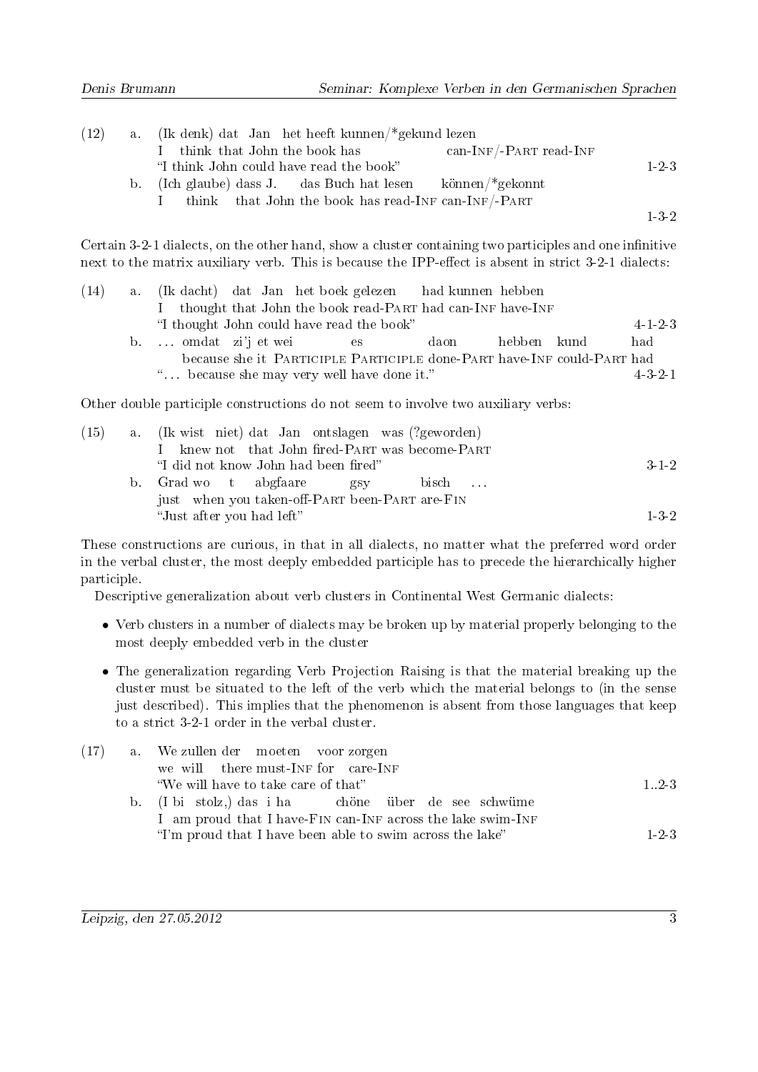(12) a. (Ik denk) dat Jan het heeft kunnen/*gekund lezen
I think that John the book has can-INF/-PART read-INF
"I think John could have read the book" 1-2-3

b. (Ich glaube) dass J. das Buch hat lesen können/*gekonnt
I think that John the book has read-INF can-INF/-PART
1-3-2

Certain 3-2-1 dialects, on the other hand, show a cluster containing two participles and one infinitive next to the matrix auxiliary verb. This is because the IPP-effect is absent in strict 3-2-1 dialects:

(14) a. (Ik dacht) dat Jan het boek gelezen had kunnen hebben
I thought that John the book read-PART had can-INF have-INF
"I thought John could have read the book" 4-1-2-3

b. … omdat zi'j et wei es daon hebben kund had
because she it PARTICIPLE PARTICIPLE done-PART have-INF could-PART had
"… because she may very well have done it." 4-3-2-1

Other double participle constructions do not seem to involve two auxiliary verbs:

(15) a. (Ik wist niet) dat Jan ontslagen was (?geworden)
I knew not that John fired-PART was become-PART
"I did not know John had been fired" 3-1-2

b. Grad wo t abgfaare gsy bisch …
just when you taken-off-PART been-PART are-FIN
"Just after you had left" 1-3-2

These constructions are curious, in that in all dialects, no matter what the preferred word order in the verbal cluster, the most deeply embedded participle has to precede the hierarchically higher participle.

Descriptive generalization about verb clusters in Continental West Germanic dialects:

- Verb clusters in a number of dialects may be broken up by material properly belonging to the most deeply embedded verb in the cluster
- The generalization regarding Verb Projection Raising is that the material breaking up the cluster must be situated to the left of the verb which the material belongs to (in the sense just described). This implies that the phenomenon is absent from those languages that keep to a strict 3-2-1 order in the verbal cluster.

(17) a. We zullen der moeten voor zorgen
we will there must-INF for care-INF
"We will have to take care of that" 1..2-3

b. (I bi stolz,) das i ha chöne über de see schwüme
I am proud that I have-FIN can-INF across the lake swim-INF
"I'm proud that I have been able to swim across the lake" 1-2-3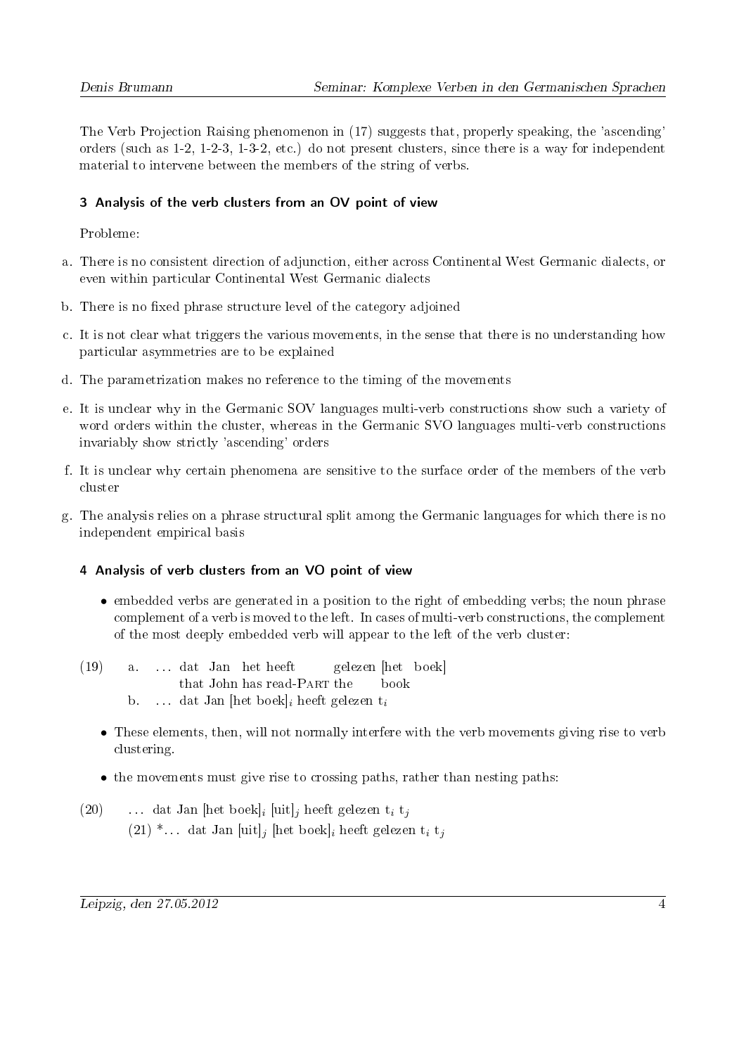The Verb Projection Raising phenomenon in (17) suggests that, properly speaking, the 'ascending' orders (such as 1-2, 1-2-3, 1-3-2, etc.) do not present clusters, since there is a way for independent material to intervene between the members of the string of verbs.

## 3 Analysis of the verb clusters from an OV point of view

Probleme:

a. There is no consistent direction of adjunction, either across Continental West Germanic dialects, or even within particular Continental West Germanic dialects

b. There is no fixed phrase structure level of the category adjoined

c. It is not clear what triggers the various movements, in the sense that there is no understanding how particular asymmetries are to be explained

d. The parametrization makes no reference to the timing of the movements

e. It is unclear why in the Germanic SOV languages multi-verb constructions show such a variety of word orders within the cluster, whereas in the Germanic SVO languages multi-verb constructions invariably show strictly 'ascending' orders

f. It is unclear why certain phenomena are sensitive to the surface order of the members of the verb cluster

g. The analysis relies on a phrase structural split among the Germanic languages for which there is no independent empirical basis

## 4 Analysis of verb clusters from an VO point of view

- embedded verbs are generated in a position to the right of embedding verbs; the noun phrase complement of a verb is moved to the left. In cases of multi-verb constructions, the complement of the most deeply embedded verb will appear to the left of the verb cluster:

(19) a. ... dat Jan het heeft gelezen [het boek]
that John has read-PART the book

b. ... dat Jan [het boek]$_i$ heeft gelezen t$_i$

- These elements, then, will not normally interfere with the verb movements giving rise to verb clustering.

- the movements must give rise to crossing paths, rather than nesting paths:

(20) ... dat Jan [het boek]$_i$ [uit]$_j$ heeft gelezen t$_i$ t$_j$

(21) *... dat Jan [uit]$_j$ [het boek]$_i$ heeft gelezen t$_i$ t$_j$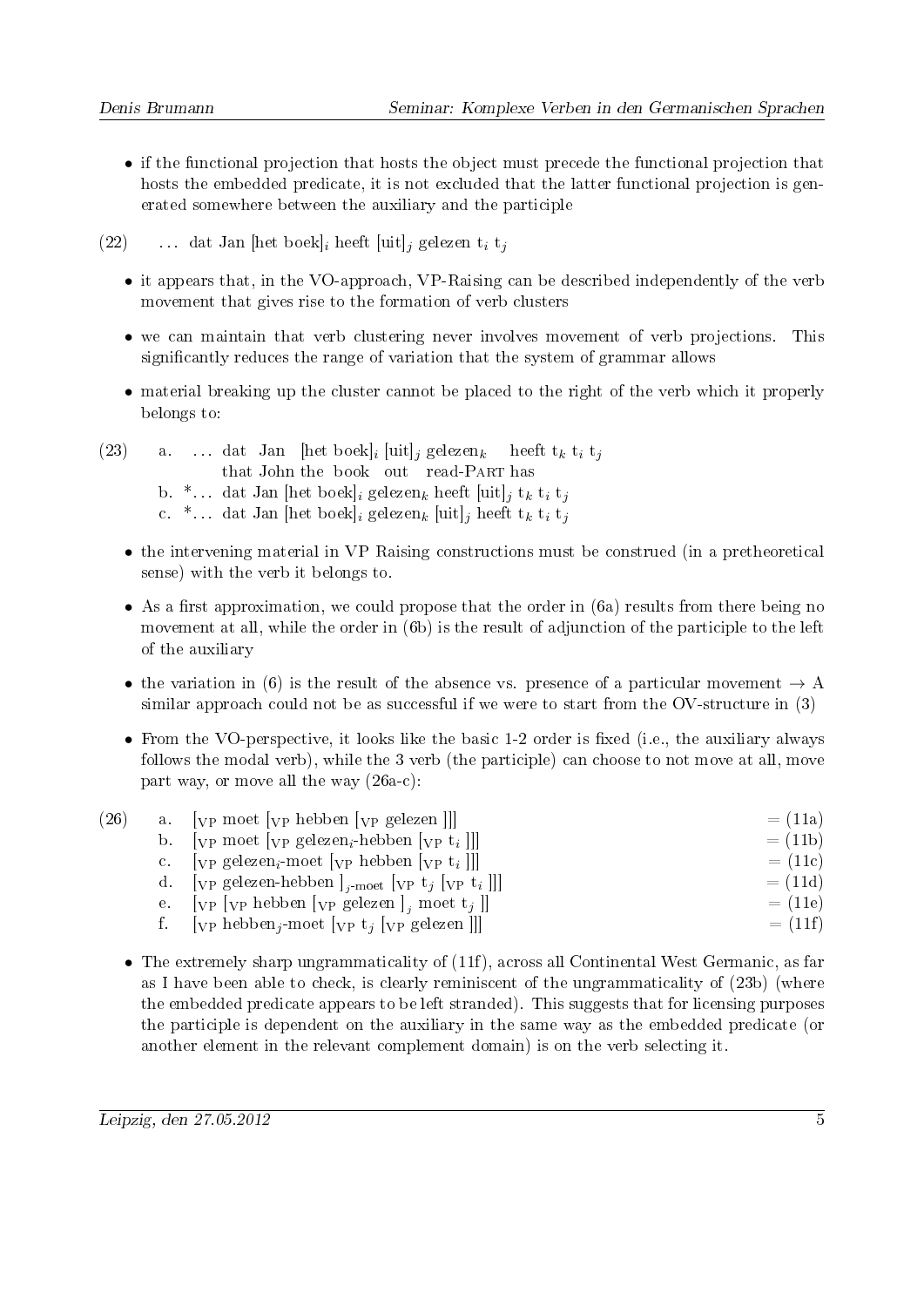- if the functional projection that hosts the object must precede the functional projection that hosts the embedded predicate, it is not excluded that the latter functional projection is generated somewhere between the auxiliary and the participle

(22) … dat Jan [het boek]$_i$ heeft [uit]$_j$ gelezen t$_i$ t$_j$

- it appears that, in the VO-approach, VP-Raising can be described independently of the verb movement that gives rise to the formation of verb clusters
- we can maintain that verb clustering never involves movement of verb projections. This significantly reduces the range of variation that the system of grammar allows
- material breaking up the cluster cannot be placed to the right of the verb which it properly belongs to:

(23) a. … dat Jan [het boek]$_i$ [uit]$_j$ gelezen$_k$ heeft t$_k$ t$_i$ t$_j$
   that John the book out read-PART has

b. *… dat Jan [het boek]$_i$ gelezen$_k$ heeft [uit]$_j$ t$_k$ t$_i$ t$_j$

c. *… dat Jan [het boek]$_i$ gelezen$_k$ [uit]$_j$ heeft t$_k$ t$_i$ t$_j$

- the intervening material in VP Raising constructions must be construed (in a pretheoretical sense) with the verb it belongs to.
- As a first approximation, we could propose that the order in (6a) results from there being no movement at all, while the order in (6b) is the result of adjunction of the participle to the left of the auxiliary
- the variation in (6) is the result of the absence vs. presence of a particular movement → A similar approach could not be as successful if we were to start from the OV-structure in (3)
- From the VO-perspective, it looks like the basic 1-2 order is fixed (i.e., the auxiliary always follows the modal verb), while the 3 verb (the participle) can choose to not move at all, move part way, or move all the way (26a-c):

(26) a. [$_{VP}$ moet [$_{VP}$ hebben [$_{VP}$ gelezen ]]] = (11a)

b. [$_{VP}$ moet [$_{VP}$ gelezen$_i$-hebben [$_{VP}$ t$_i$ ]]] = (11b)

c. [$_{VP}$ gelezen$_i$-moet [$_{VP}$ hebben [$_{VP}$ t$_i$ ]]] = (11c)

d. [$_{VP}$ gelezen-hebben ]$_j$-moet [$_{VP}$ t$_j$ [$_{VP}$ t$_i$ ]]] = (11d)

e. [$_{VP}$ [$_{VP}$ hebben [$_{VP}$ gelezen ]$_j$ moet t$_j$ ]] = (11e)

f. [$_{VP}$ hebben$_j$-moet [$_{VP}$ t$_j$ [$_{VP}$ gelezen ]]] = (11f)

- The extremely sharp ungrammaticality of (11f), across all Continental West Germanic, as far as I have been able to check, is clearly reminiscent of the ungrammaticality of (23b) (where the embedded predicate appears to be left stranded). This suggests that for licensing purposes the participle is dependent on the auxiliary in the same way as the embedded predicate (or another element in the relevant complement domain) is on the verb selecting it.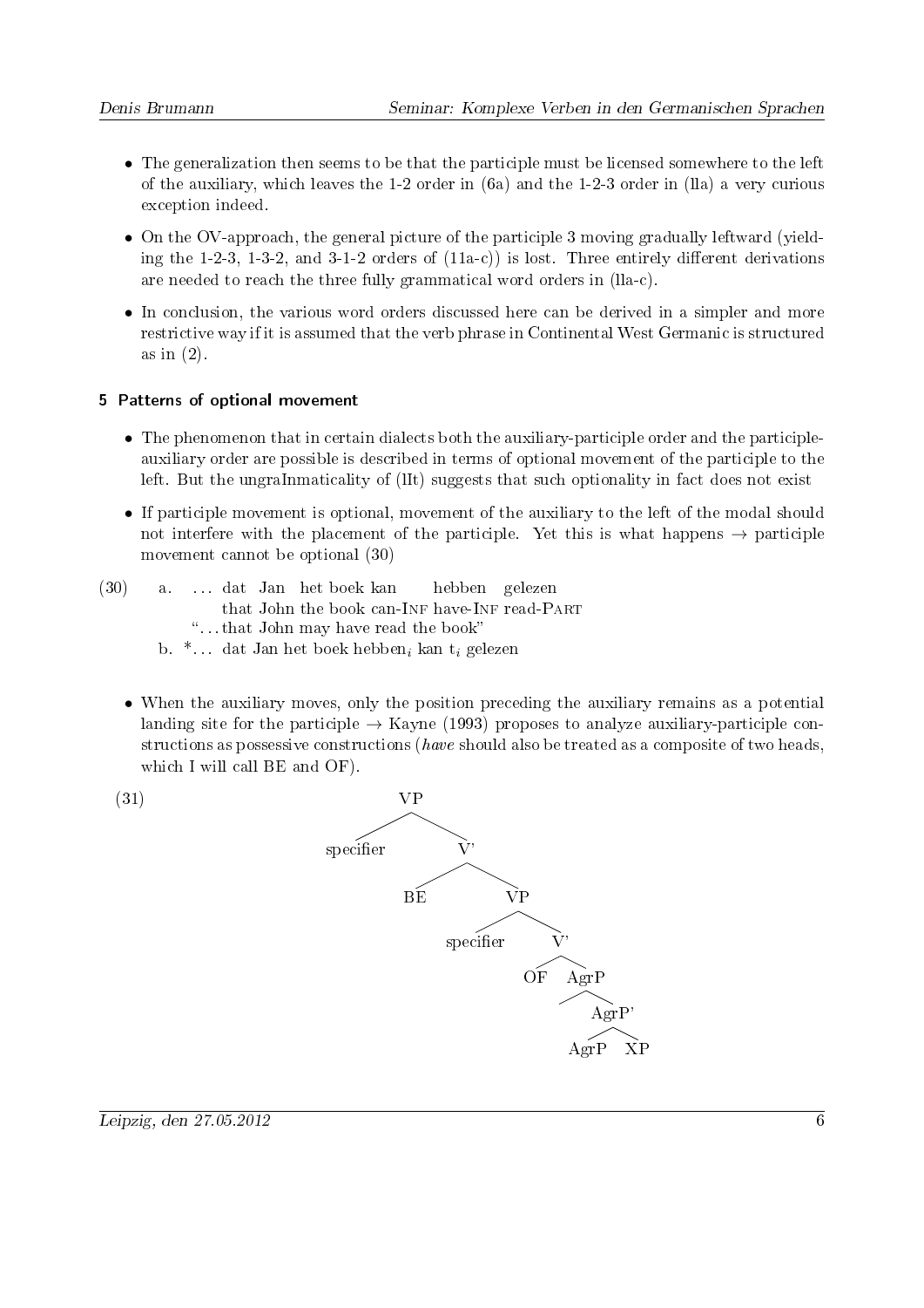- The generalization then seems to be that the participle must be licensed somewhere to the left of the auxiliary, which leaves the 1-2 order in (6a) and the 1-2-3 order in (lla) a very curious exception indeed.
- On the OV-approach, the general picture of the participle 3 moving gradually leftward (yielding the 1-2-3, 1-3-2, and 3-1-2 orders of (11a-c)) is lost. Three entirely different derivations are needed to reach the three fully grammatical word orders in (lla-c).
- In conclusion, the various word orders discussed here can be derived in a simpler and more restrictive way if it is assumed that the verb phrase in Continental West Germanic is structured as in (2).

## 5 Patterns of optional movement

- The phenomenon that in certain dialects both the auxiliary-participle order and the participle-auxiliary order are possible is described in terms of optional movement of the participle to the left. But the ungraInmaticality of (lIt) suggests that such optionality in fact does not exist
- If participle movement is optional, movement of the auxiliary to the left of the modal should not interfere with the placement of the participle. Yet this is what happens → participle movement cannot be optional (30)

(30) a. … dat Jan het boek kan hebben gelezen
 that John the book can-INF have-INF read-PART
 "…that John may have read the book"
 b. *… dat Jan het boek hebben$_i$ kan t$_i$ gelezen

- When the auxiliary moves, only the position preceding the auxiliary remains as a potential landing site for the participle → Kayne (1993) proposes to analyze auxiliary-participle constructions as possessive constructions (*have* should also be treated as a composite of two heads, which I will call BE and OF).

(31)

```
VP
├── specifier
└── V'
    ├── BE
    └── VP
        ├── specifier
        └── V'
            ├── OF
            └── AgrP
                ├── (empty)
                └── AgrP'
                    ├── AgrP
                    └── XP
```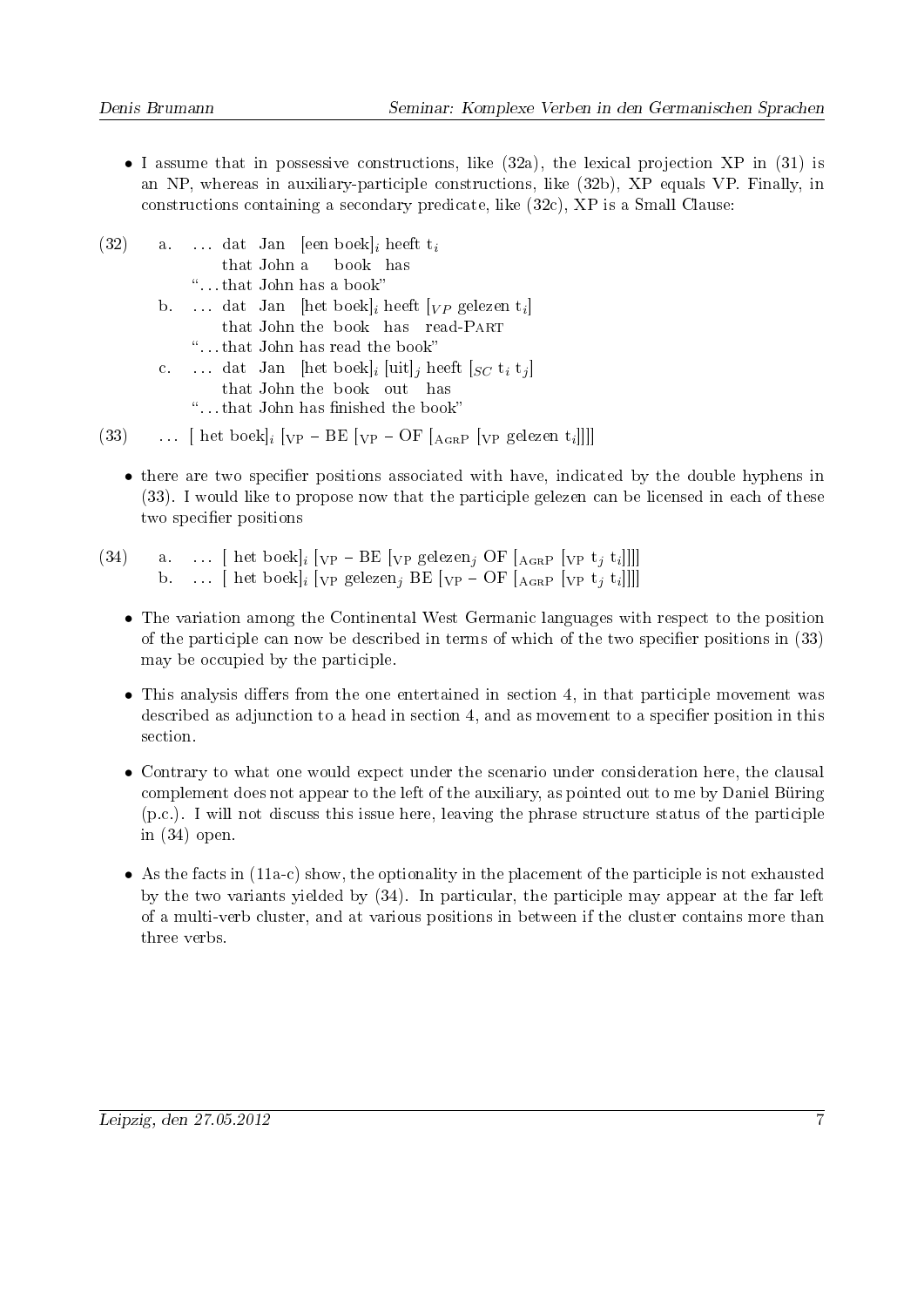- I assume that in possessive constructions, like (32a), the lexical projection XP in (31) is an NP, whereas in auxiliary-participle constructions, like (32b), XP equals VP. Finally, in constructions containing a secondary predicate, like (32c), XP is a Small Clause:

(32)
a. … dat Jan [een boek]$_i$ heeft t$_i$
   that John a book has
   "…that John has a book"
b. … dat Jan [het boek]$_i$ heeft [$_{VP}$ gelezen t$_i$]
   that John the book has read-PART
   "…that John has read the book"
c. … dat Jan [het boek]$_i$ [uit]$_j$ heeft [$_{SC}$ t$_i$ t$_j$]
   that John the book out has
   "…that John has finished the book"

(33) … [ het boek]$_i$ [$_{VP}$ – BE [$_{VP}$ – OF [$_{AgrP}$ [$_{VP}$ gelezen t$_i$]]]]

- there are two specifier positions associated with have, indicated by the double hyphens in (33). I would like to propose now that the participle gelezen can be licensed in each of these two specifier positions

(34)
a. … [ het boek]$_i$ [$_{VP}$ – BE [$_{VP}$ gelezen$_j$ OF [$_{AgrP}$ [$_{VP}$ t$_j$ t$_i$]]]]
b. … [ het boek]$_i$ [$_{VP}$ gelezen$_j$ BE [$_{VP}$ – OF [$_{AgrP}$ [$_{VP}$ t$_j$ t$_i$]]]]

- The variation among the Continental West Germanic languages with respect to the position of the participle can now be described in terms of which of the two specifier positions in (33) may be occupied by the participle.

- This analysis differs from the one entertained in section 4, in that participle movement was described as adjunction to a head in section 4, and as movement to a specifier position in this section.

- Contrary to what one would expect under the scenario under consideration here, the clausal complement does not appear to the left of the auxiliary, as pointed out to me by Daniel Büring (p.c.). I will not discuss this issue here, leaving the phrase structure status of the participle in (34) open.

- As the facts in (11a-c) show, the optionality in the placement of the participle is not exhausted by the two variants yielded by (34). In particular, the participle may appear at the far left of a multi-verb cluster, and at various positions in between if the cluster contains more than three verbs.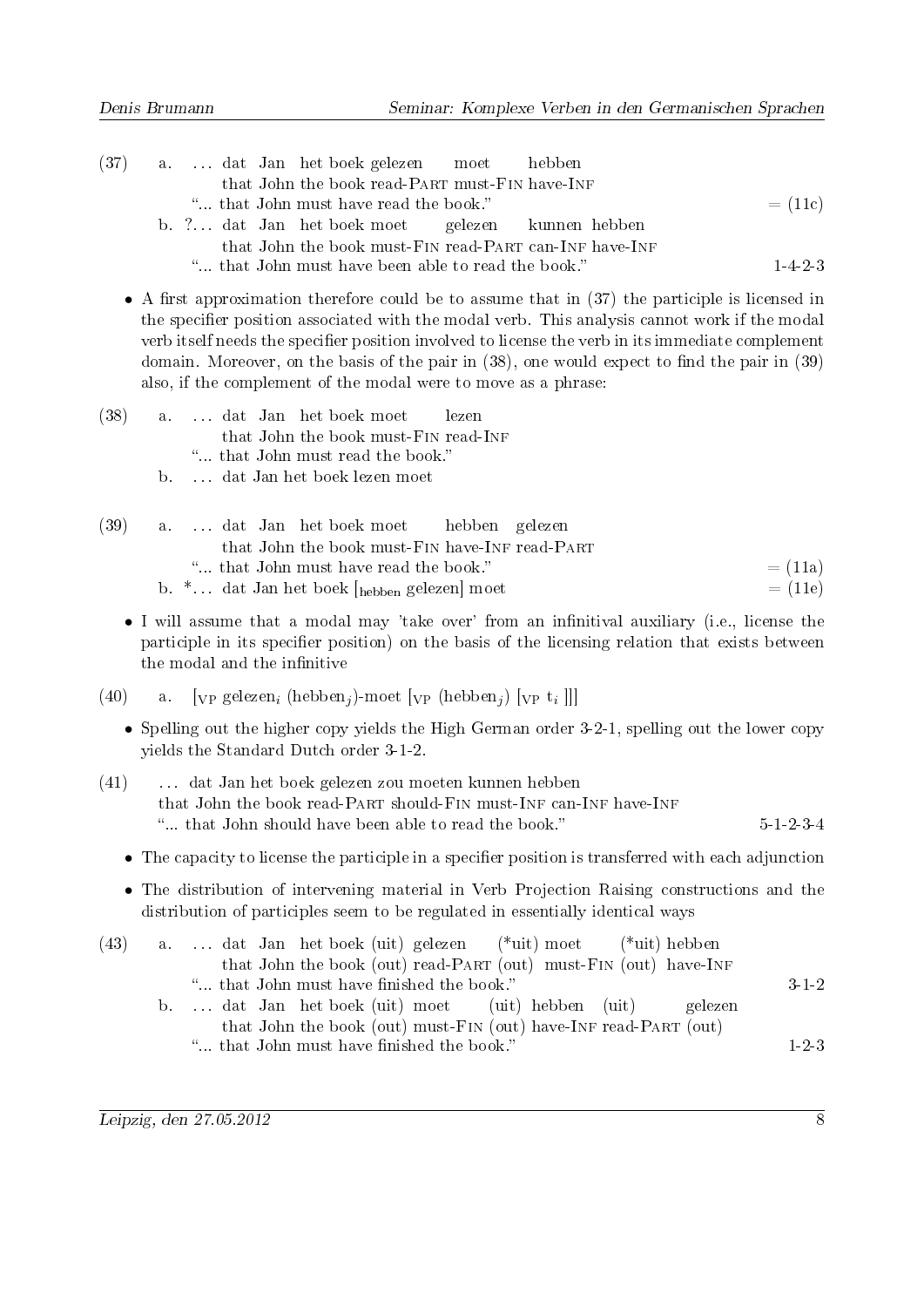(37) a. … dat Jan het boek gelezen moet hebben
that John the book read-PART must-FIN have-INF
"... that John must have read the book." = (11c)

b. ?… dat Jan het boek moet gelezen kunnen hebben
that John the book must-FIN read-PART can-INF have-INF
"... that John must have been able to read the book." 1-4-2-3

- A first approximation therefore could be to assume that in (37) the participle is licensed in the specifier position associated with the modal verb. This analysis cannot work if the modal verb itself needs the specifier position involved to license the verb in its immediate complement domain. Moreover, on the basis of the pair in (38), one would expect to find the pair in (39) also, if the complement of the modal were to move as a phrase:

(38) a. … dat Jan het boek moet lezen
that John the book must-FIN read-INF
"... that John must read the book."

b. … dat Jan het boek lezen moet

(39) a. … dat Jan het boek moet hebben gelezen
that John the book must-FIN have-INF read-PART
"... that John must have read the book." = (11a)

b. *… dat Jan het boek [$_{\text{hebben}}$ gelezen] moet = (11e)

- I will assume that a modal may 'take over' from an infinitival auxiliary (i.e., license the participle in its specifier position) on the basis of the licensing relation that exists between the modal and the infinitive

(40) a. [$_{\text{VP}}$ gelezen$_i$ (hebben$_j$)-moet [$_{\text{VP}}$ (hebben$_j$) [$_{\text{VP}}$ t$_i$ ]]]

- Spelling out the higher copy yields the High German order 3-2-1, spelling out the lower copy yields the Standard Dutch order 3-1-2.

(41) … dat Jan het boek gelezen zou moeten kunnen hebben
that John the book read-PART should-FIN must-INF can-INF have-INF
"... that John should have been able to read the book." 5-1-2-3-4

- The capacity to license the participle in a specifier position is transferred with each adjunction
- The distribution of intervening material in Verb Projection Raising constructions and the distribution of participles seem to be regulated in essentially identical ways

(43) a. … dat Jan het boek (uit) gelezen (*uit) moet (*uit) hebben
that John the book (out) read-PART (out) must-FIN (out) have-INF
"... that John must have finished the book." 3-1-2

b. … dat Jan het boek (uit) moet (uit) hebben (uit) gelezen
that John the book (out) must-FIN (out) have-INF read-PART (out)
"... that John must have finished the book." 1-2-3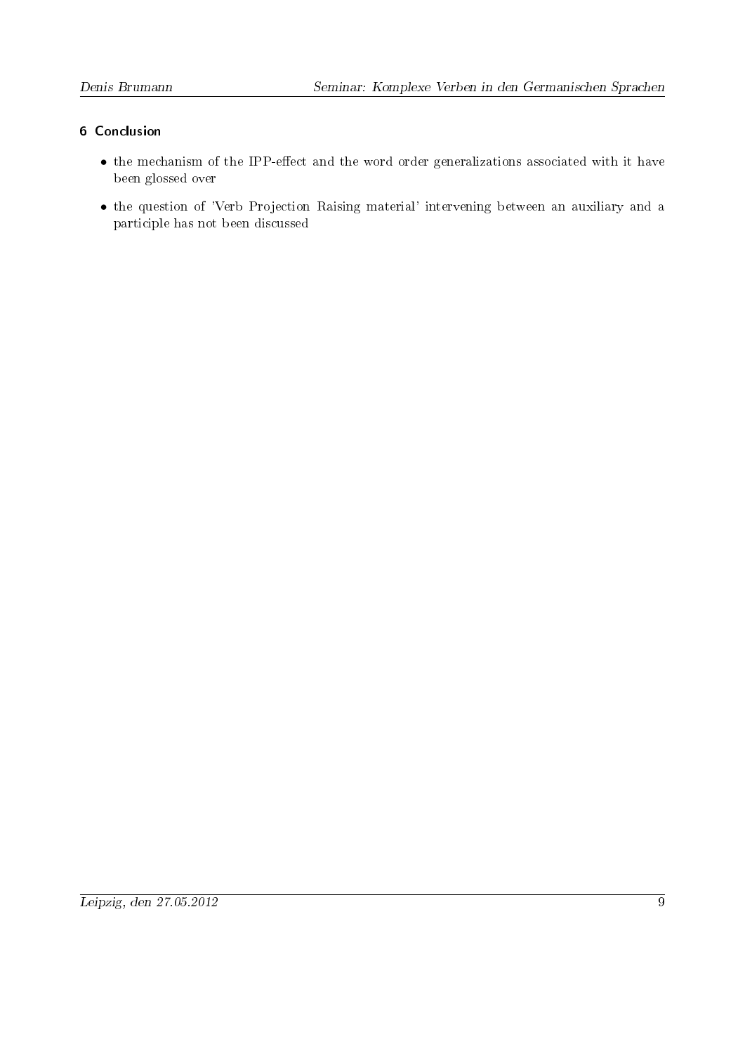## 6 Conclusion

- the mechanism of the IPP-effect and the word order generalizations associated with it have been glossed over
- the question of 'Verb Projection Raising material' intervening between an auxiliary and a participle has not been discussed